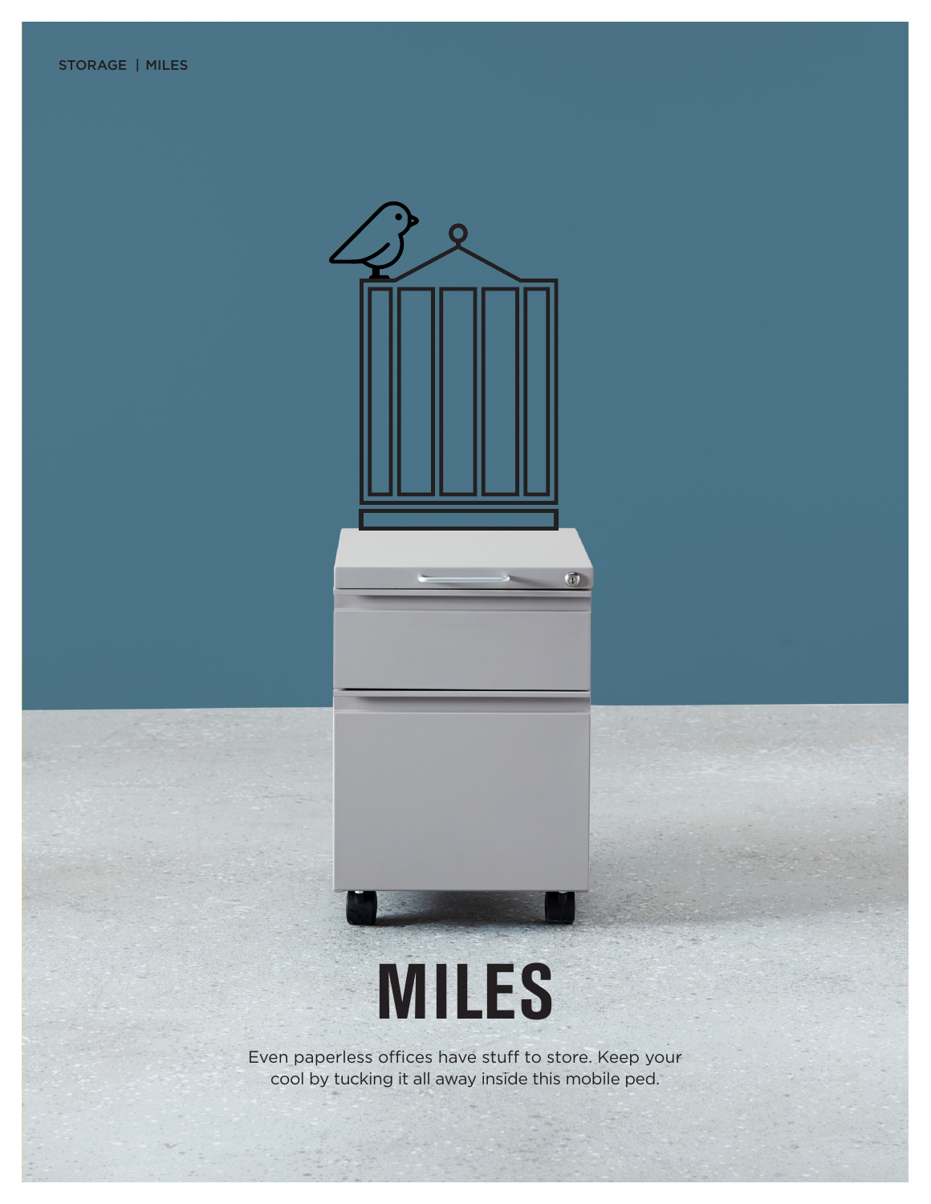# MILES

Even paperless offices have stuff to store. Keep your cool by tucking it all away inside this mobile ped.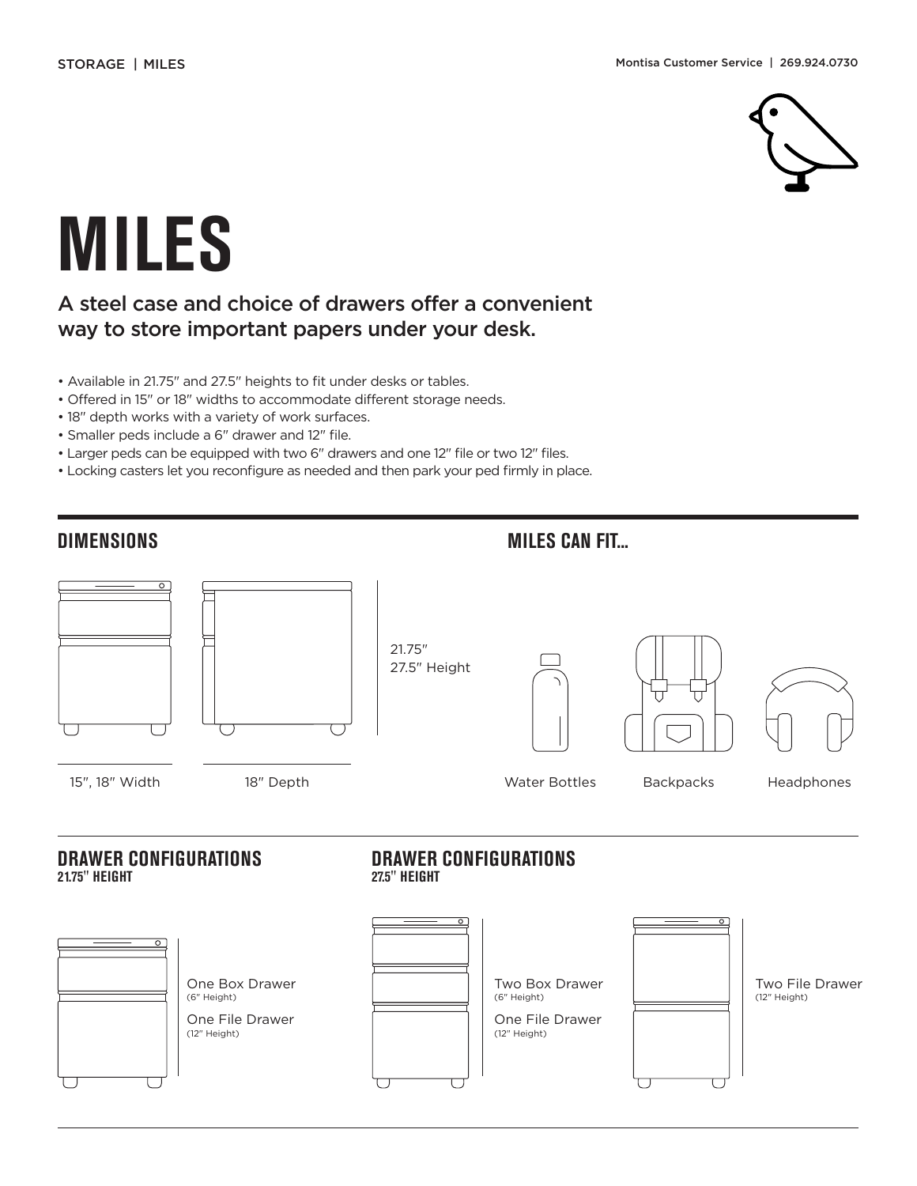STORAGE | MILES

Montisa Customer Service | 269.924.0730

# MILES

## A steel case and choice of drawers offer a convenient way to store important papers under your desk.

- Available in 21.75" and 27.5" heights to fit under desks or tables.
- Offered in 15" or 18" widths to accommodate different storage needs.
- 18" depth works with a variety of work surfaces.
- Smaller peds include a 6" drawer and 12" file.
- Larger peds can be equipped with two 6" drawers and one 12" file or two 12" files.
- Locking casters let you reconfigure as needed and then park your ped firmly in place.

## DIMENSIONS

21.75"
27.5" Height

15", 18" Width

18" Depth

## MILES CAN FIT...

Water Bottles

Backpacks

Headphones

## DRAWER CONFIGURATIONS
**21.75" HEIGHT**

One Box Drawer
(6" Height)

One File Drawer
(12" Height)

## DRAWER CONFIGURATIONS
**27.5" HEIGHT**

Two Box Drawer
(6" Height)

One File Drawer
(12" Height)

Two File Drawer
(12" Height)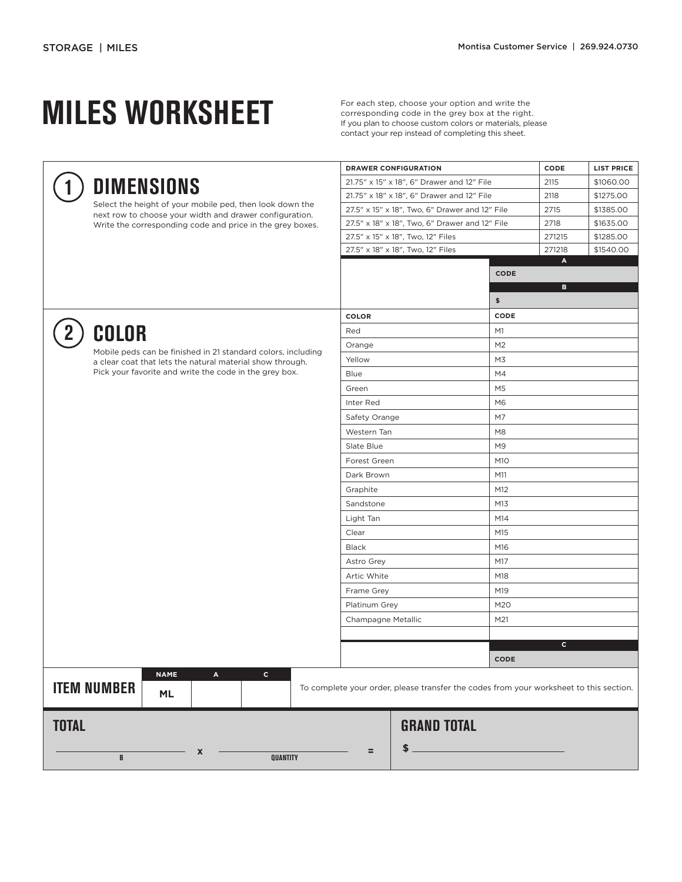# MILES WORKSHEET

For each step, choose your option and write the corresponding code in the grey box at the right.
If you plan to choose custom colors or materials, please contact your rep instead of completing this sheet.

## 1 DIMENSIONS

Select the height of your mobile ped, then look down the next row to choose your width and drawer configuration. Write the corresponding code and price in the grey boxes.

| DRAWER CONFIGURATION | CODE | LIST PRICE |
|---|---|---|
| 21.75" x 15" x 18", 6" Drawer and 12" File | 2115 | $1060.00 |
| 21.75" x 18" x 18", 6" Drawer and 12" File | 2118 | $1275.00 |
| 27.5" x 15" x 18", Two, 6" Drawer and 12" File | 2715 | $1385.00 |
| 27.5" x 18" x 18", Two, 6" Drawer and 12" File | 2718 | $1635.00 |
| 27.5" x 15" x 18", Two, 12" Files | 271215 | $1285.00 |
| 27.5" x 18" x 18", Two, 12" Files | 271218 | $1540.00 |

A
CODE

B
$

## 2 COLOR

Mobile peds can be finished in 21 standard colors, including a clear coat that lets the natural material show through. Pick your favorite and write the code in the grey box.

| COLOR | CODE |
|---|---|
| Red | M1 |
| Orange | M2 |
| Yellow | M3 |
| Blue | M4 |
| Green | M5 |
| Inter Red | M6 |
| Safety Orange | M7 |
| Western Tan | M8 |
| Slate Blue | M9 |
| Forest Green | M10 |
| Dark Brown | M11 |
| Graphite | M12 |
| Sandstone | M13 |
| Light Tan | M14 |
| Clear | M15 |
| Black | M16 |
| Astro Grey | M17 |
| Artic White | M18 |
| Frame Grey | M19 |
| Platinum Grey | M20 |
| Champagne Metallic | M21 |

C
CODE

## ITEM NUMBER

| NAME | A | C |
|---|---|---|
| ML | | |

To complete your order, please transfer the codes from your worksheet to this section.

## TOTAL

_______ B x _______ QUANTITY =

## GRAND TOTAL

$ _______